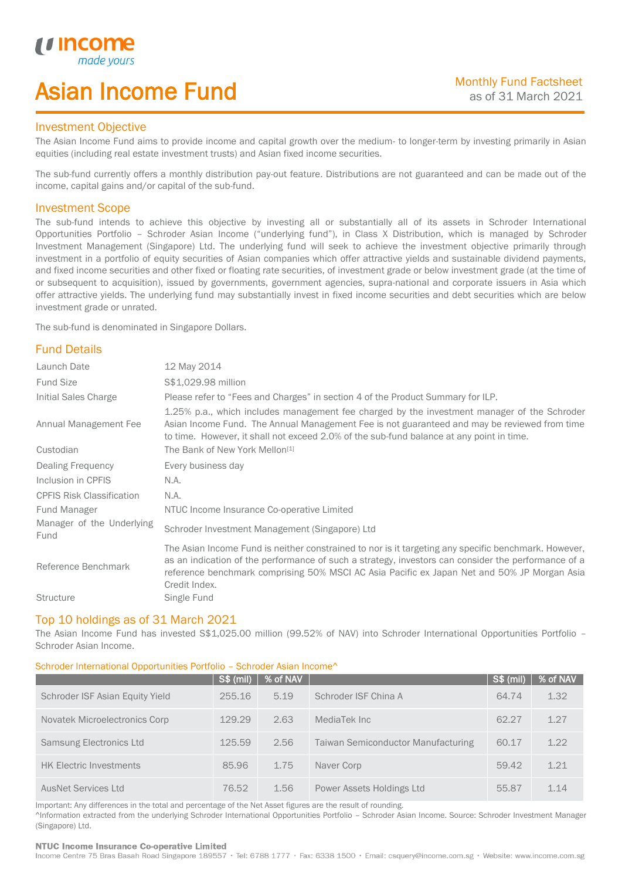income
made yours

# Asian Income Fund

Monthly Fund Factsheet
as of 31 March 2021

## Investment Objective

The Asian Income Fund aims to provide income and capital growth over the medium- to longer-term by investing primarily in Asian equities (including real estate investment trusts) and Asian fixed income securities.

The sub-fund currently offers a monthly distribution pay-out feature. Distributions are not guaranteed and can be made out of the income, capital gains and/or capital of the sub-fund.

## Investment Scope

The sub-fund intends to achieve this objective by investing all or substantially all of its assets in Schroder International Opportunities Portfolio – Schroder Asian Income ("underlying fund"), in Class X Distribution, which is managed by Schroder Investment Management (Singapore) Ltd. The underlying fund will seek to achieve the investment objective primarily through investment in a portfolio of equity securities of Asian companies which offer attractive yields and sustainable dividend payments, and fixed income securities and other fixed or floating rate securities, of investment grade or below investment grade (at the time of or subsequent to acquisition), issued by governments, government agencies, supra-national and corporate issuers in Asia which offer attractive yields. The underlying fund may substantially invest in fixed income securities and debt securities which are below investment grade or unrated.

The sub-fund is denominated in Singapore Dollars.

## Fund Details

| | |
|---|---|
| Launch Date | 12 May 2014 |
| Fund Size | S$1,029.98 million |
| Initial Sales Charge | Please refer to "Fees and Charges" in section 4 of the Product Summary for ILP. |
| Annual Management Fee | 1.25% p.a., which includes management fee charged by the investment manager of the Schroder Asian Income Fund. The Annual Management Fee is not guaranteed and may be reviewed from time to time. However, it shall not exceed 2.0% of the sub-fund balance at any point in time. |
| Custodian | The Bank of New York Mellon[1] |
| Dealing Frequency | Every business day |
| Inclusion in CPFIS | N.A. |
| CPFIS Risk Classification | N.A. |
| Fund Manager | NTUC Income Insurance Co-operative Limited |
| Manager of the Underlying Fund | Schroder Investment Management (Singapore) Ltd |
| Reference Benchmark | The Asian Income Fund is neither constrained to nor is it targeting any specific benchmark. However, as an indication of the performance of such a strategy, investors can consider the performance of a reference benchmark comprising 50% MSCI AC Asia Pacific ex Japan Net and 50% JP Morgan Asia Credit Index. |
| Structure | Single Fund |

## Top 10 holdings as of 31 March 2021

The Asian Income Fund has invested S$1,025.00 million (99.52% of NAV) into Schroder International Opportunities Portfolio – Schroder Asian Income.

Schroder International Opportunities Portfolio – Schroder Asian Income^

| | S$ (mil) | % of NAV | | S$ (mil) | % of NAV |
|---|---|---|---|---|---|
| Schroder ISF Asian Equity Yield | 255.16 | 5.19 | Schroder ISF China A | 64.74 | 1.32 |
| Novatek Microelectronics Corp | 129.29 | 2.63 | MediaTek Inc | 62.27 | 1.27 |
| Samsung Electronics Ltd | 125.59 | 2.56 | Taiwan Semiconductor Manufacturing | 60.17 | 1.22 |
| HK Electric Investments | 85.96 | 1.75 | Naver Corp | 59.42 | 1.21 |
| AusNet Services Ltd | 76.52 | 1.56 | Power Assets Holdings Ltd | 55.87 | 1.14 |

Important: Any differences in the total and percentage of the Net Asset figures are the result of rounding.
^Information extracted from the underlying Schroder International Opportunities Portfolio – Schroder Asian Income. Source: Schroder Investment Manager (Singapore) Ltd.

**NTUC Income Insurance Co-operative Limited**
Income Centre 75 Bras Basah Road Singapore 189557 • Tel: 6788 1777 • Fax: 6338 1500 • Email: csquery@income.com.sg • Website: www.income.com.sg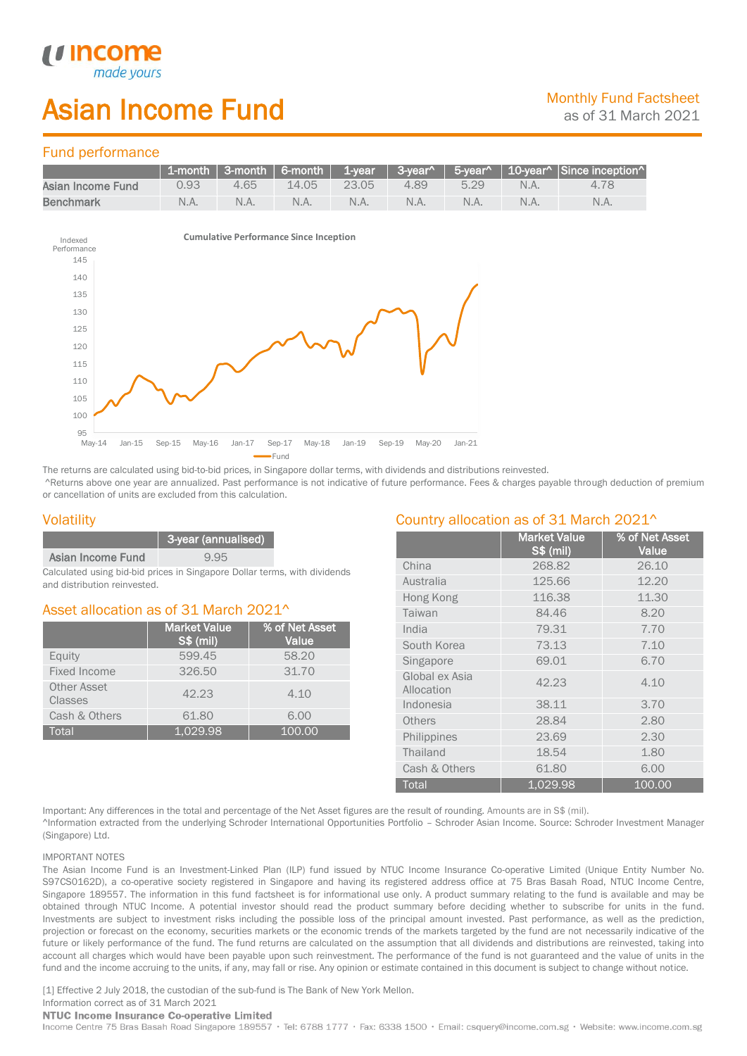# Asian Income Fund

Monthly Fund Factsheet
as of 31 March 2021

## Fund performance

| | 1-month | 3-month | 6-month | 1-year | 3-year^ | 5-year^ | 10-year^ | Since inception^ |
|---|---|---|---|---|---|---|---|---|
| Asian Income Fund | 0.93 | 4.65 | 14.05 | 23.05 | 4.89 | 5.29 | N.A. | 4.78 |
| Benchmark | N.A. | N.A. | N.A. | N.A. | N.A. | N.A. | N.A. | N.A. |

Cumulative Performance Since Inception

Indexed Performance

145
140
135
130
125
120
115
110
105
100
95

May-14 Jan-15 Sep-15 May-16 Jan-17 Sep-17 May-18 Jan-19 Sep-19 May-20 Jan-21

Fund

The returns are calculated using bid-to-bid prices, in Singapore dollar terms, with dividends and distributions reinvested.
^Returns above one year are annualized. Past performance is not indicative of future performance. Fees & charges payable through deduction of premium or cancellation of units are excluded from this calculation.

## Volatility

| | 3-year (annualised) |
|---|---|
| Asian Income Fund | 9.95 |

Calculated using bid-bid prices in Singapore Dollar terms, with dividends and distribution reinvested.

## Asset allocation as of 31 March 2021^

| | Market Value S$ (mil) | % of Net Asset Value |
|---|---|---|
| Equity | 599.45 | 58.20 |
| Fixed Income | 326.50 | 31.70 |
| Other Asset Classes | 42.23 | 4.10 |
| Cash & Others | 61.80 | 6.00 |
| Total | 1,029.98 | 100.00 |

## Country allocation as of 31 March 2021^

| | Market Value S$ (mil) | % of Net Asset Value |
|---|---|---|
| China | 268.82 | 26.10 |
| Australia | 125.66 | 12.20 |
| Hong Kong | 116.38 | 11.30 |
| Taiwan | 84.46 | 8.20 |
| India | 79.31 | 7.70 |
| South Korea | 73.13 | 7.10 |
| Singapore | 69.01 | 6.70 |
| Global ex Asia Allocation | 42.23 | 4.10 |
| Indonesia | 38.11 | 3.70 |
| Others | 28.84 | 2.80 |
| Philippines | 23.69 | 2.30 |
| Thailand | 18.54 | 1.80 |
| Cash & Others | 61.80 | 6.00 |
| Total | 1,029.98 | 100.00 |

Important: Any differences in the total and percentage of the Net Asset figures are the result of rounding. Amounts are in S$ (mil).
^Information extracted from the underlying Schroder International Opportunities Portfolio – Schroder Asian Income. Source: Schroder Investment Manager (Singapore) Ltd.

IMPORTANT NOTES
The Asian Income Fund is an Investment-Linked Plan (ILP) fund issued by NTUC Income Insurance Co-operative Limited (Unique Entity Number No. S97CS0162D), a co-operative society registered in Singapore and having its registered address office at 75 Bras Basah Road, NTUC Income Centre, Singapore 189557. The information in this fund factsheet is for informational use only. A product summary relating to the fund is available and may be obtained through NTUC Income. A potential investor should read the product summary before deciding whether to subscribe for units in the fund. Investments are subject to investment risks including the possible loss of the principal amount invested. Past performance, as well as the prediction, projection or forecast on the economy, securities markets or the economic trends of the markets targeted by the fund are not necessarily indicative of the future or likely performance of the fund. The fund returns are calculated on the assumption that all dividends and distributions are reinvested, taking into account all charges which would have been payable upon such reinvestment. The performance of the fund is not guaranteed and the value of units in the fund and the income accruing to the units, if any, may fall or rise. Any opinion or estimate contained in this document is subject to change without notice.

[1] Effective 2 July 2018, the custodian of the sub-fund is The Bank of New York Mellon.
Information correct as of 31 March 2021

**NTUC Income Insurance Co-operative Limited**
Income Centre 75 Bras Basah Road Singapore 189557 · Tel: 6788 1777 · Fax: 6338 1500 · Email: csquery@income.com.sg · Website: www.income.com.sg